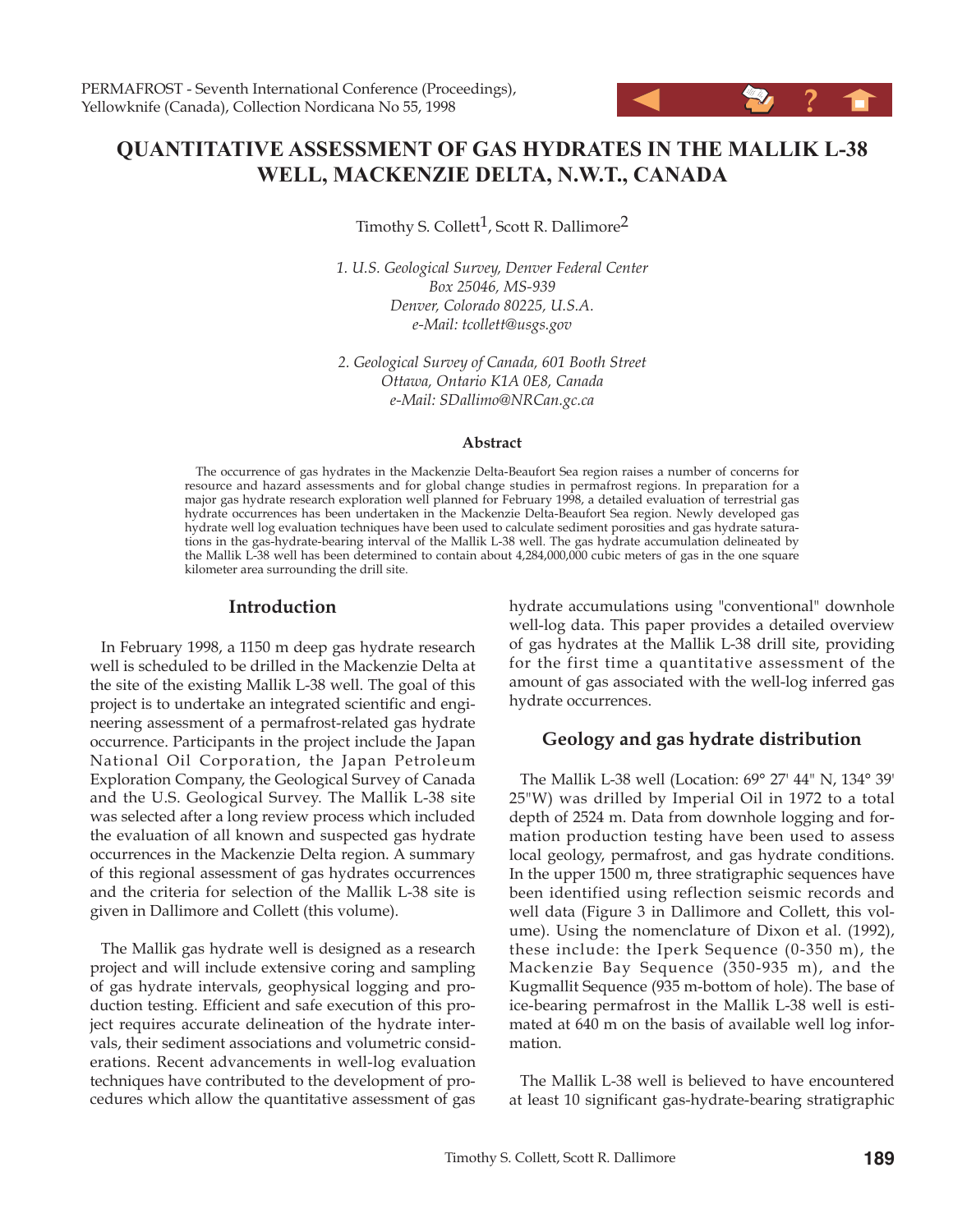# QUANTITATIVE ASSESSMENT OF GAS HYDRATES IN THE MALLIK L-38 WELL, MACKENZIE DELTA, N.W.T., CANADA

Timothy S. Collett[1], Scott R. Dallimore[2]

*1. U.S. Geological Survey, Denver Federal Center*
*Box 25046, MS-939*
*Denver, Colorado 80225, U.S.A.*
*e-Mail: tcollett@usgs.gov*

*2. Geological Survey of Canada, 601 Booth Street*
*Ottawa, Ontario K1A 0E8, Canada*
*e-Mail: SDallimo@NRCan.gc.ca*

### Abstract

The occurrence of gas hydrates in the Mackenzie Delta-Beaufort Sea region raises a number of concerns for resource and hazard assessments and for global change studies in permafrost regions. In preparation for a major gas hydrate research exploration well planned for February 1998, a detailed evaluation of terrestrial gas hydrate occurrences has been undertaken in the Mackenzie Delta-Beaufort Sea region. Newly developed gas hydrate well log evaluation techniques have been used to calculate sediment porosities and gas hydrate saturations in the gas-hydrate-bearing interval of the Mallik L-38 well. The gas hydrate accumulation delineated by the Mallik L-38 well has been determined to contain about 4,284,000,000 cubic meters of gas in the one square kilometer area surrounding the drill site.

## Introduction

In February 1998, a 1150 m deep gas hydrate research well is scheduled to be drilled in the Mackenzie Delta at the site of the existing Mallik L-38 well. The goal of this project is to undertake an integrated scientific and engineering assessment of a permafrost-related gas hydrate occurrence. Participants in the project include the Japan National Oil Corporation, the Japan Petroleum Exploration Company, the Geological Survey of Canada and the U.S. Geological Survey. The Mallik L-38 site was selected after a long review process which included the evaluation of all known and suspected gas hydrate occurrences in the Mackenzie Delta region. A summary of this regional assessment of gas hydrates occurrences and the criteria for selection of the Mallik L-38 site is given in Dallimore and Collett (this volume).

The Mallik gas hydrate well is designed as a research project and will include extensive coring and sampling of gas hydrate intervals, geophysical logging and production testing. Efficient and safe execution of this project requires accurate delineation of the hydrate intervals, their sediment associations and volumetric considerations. Recent advancements in well-log evaluation techniques have contributed to the development of procedures which allow the quantitative assessment of gas hydrate accumulations using "conventional" downhole well-log data. This paper provides a detailed overview of gas hydrates at the Mallik L-38 drill site, providing for the first time a quantitative assessment of the amount of gas associated with the well-log inferred gas hydrate occurrences.

## Geology and gas hydrate distribution

The Mallik L-38 well (Location: 69° 27' 44" N, 134° 39' 25"W) was drilled by Imperial Oil in 1972 to a total depth of 2524 m. Data from downhole logging and formation production testing have been used to assess local geology, permafrost, and gas hydrate conditions. In the upper 1500 m, three stratigraphic sequences have been identified using reflection seismic records and well data (Figure 3 in Dallimore and Collett, this volume). Using the nomenclature of Dixon et al. (1992), these include: the Iperk Sequence (0-350 m), the Mackenzie Bay Sequence (350-935 m), and the Kugmallit Sequence (935 m-bottom of hole). The base of ice-bearing permafrost in the Mallik L-38 well is estimated at 640 m on the basis of available well log information.

The Mallik L-38 well is believed to have encountered at least 10 significant gas-hydrate-bearing stratigraphic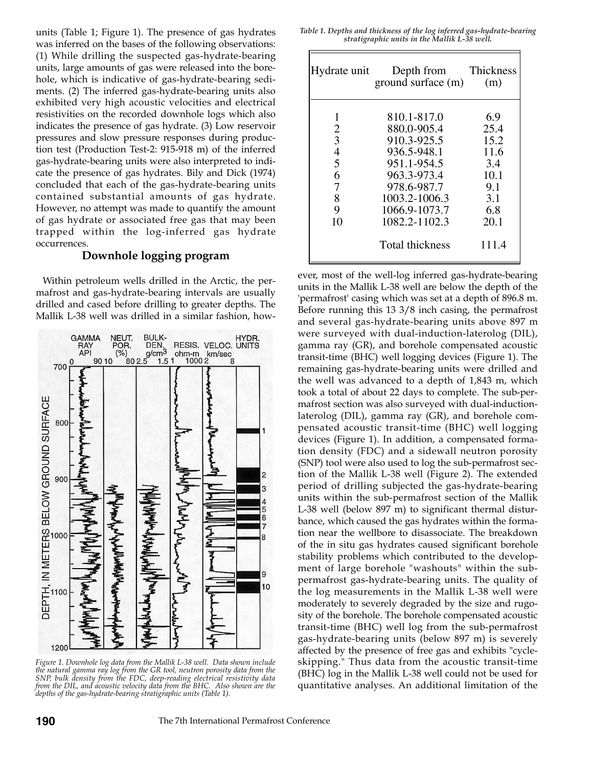units (Table 1; Figure 1). The presence of gas hydrates was inferred on the bases of the following observations: (1) While drilling the suspected gas-hydrate-bearing units, large amounts of gas were released into the borehole, which is indicative of gas-hydrate-bearing sediments. (2) The inferred gas-hydrate-bearing units also exhibited very high acoustic velocities and electrical resistivities on the recorded downhole logs which also indicates the presence of gas hydrate. (3) Low reservoir pressures and slow pressure responses during production test (Production Test-2: 915-918 m) of the inferred gas-hydrate-bearing units were also interpreted to indicate the presence of gas hydrates. Bily and Dick (1974) concluded that each of the gas-hydrate-bearing units contained substantial amounts of gas hydrate. However, no attempt was made to quantify the amount of gas hydrate or associated free gas that may been trapped within the log-inferred gas hydrate occurrences.

## Downhole logging program

Within petroleum wells drilled in the Arctic, the permafrost and gas-hydrate-bearing intervals are usually drilled and cased before drilling to greater depths. The Mallik L-38 well was drilled in a similar fashion, however, most of the well-log inferred gas-hydrate-bearing units in the Mallik L-38 well are below the depth of the 'permafrost' casing which was set at a depth of 896.8 m. Before running this 13 3/8 inch casing, the permafrost and several gas-hydrate-bearing units above 897 m were surveyed with dual-induction-laterolog (DIL), gamma ray (GR), and borehole compensated acoustic transit-time (BHC) well logging devices (Figure 1). The remaining gas-hydrate-bearing units were drilled and the well was advanced to a depth of 1,843 m, which took a total of about 22 days to complete. The sub-permafrost section was also surveyed with dual-induction-laterolog (DIL), gamma ray (GR), and borehole compensated acoustic transit-time (BHC) well logging devices (Figure 1). In addition, a compensated formation density (FDC) and a sidewall neutron porosity (SNP) tool were also used to log the sub-permafrost section of the Mallik L-38 well (Figure 2). The extended period of drilling subjected the gas-hydrate-bearing units within the sub-permafrost section of the Mallik L-38 well (below 897 m) to significant thermal disturbance, which caused the gas hydrates within the formation near the wellbore to disassociate. The breakdown of the in situ gas hydrates caused significant borehole stability problems which contributed to the development of large borehole "washouts" within the sub-permafrost gas-hydrate-bearing units. The quality of the log measurements in the Mallik L-38 well were moderately to severely degraded by the size and rugosity of the borehole. The borehole compensated acoustic transit-time (BHC) well log from the sub-permafrost gas-hydrate-bearing units (below 897 m) is severely affected by the presence of free gas and exhibits "cycle-skipping." Thus data from the acoustic transit-time (BHC) log in the Mallik L-38 well could not be used for quantitative analyses. An additional limitation of the

*Table 1. Depths and thickness of the log inferred gas-hydrate-bearing stratigraphic units in the Mallik L-38 well.*

| Hydrate unit | Depth from ground surface (m) | Thickness (m) |
|---|---|---|
| 1 | 810.1-817.0 | 6.9 |
| 2 | 880.0-905.4 | 25.4 |
| 3 | 910.3-925.5 | 15.2 |
| 4 | 936.5-948.1 | 11.6 |
| 5 | 951.1-954.5 | 3.4 |
| 6 | 963.3-973.4 | 10.1 |
| 7 | 978.6-987.7 | 9.1 |
| 8 | 1003.2-1006.3 | 3.1 |
| 9 | 1066.9-1073.7 | 6.8 |
| 10 | 1082.2-1102.3 | 20.1 |
| | Total thickness | 111.4 |

*Figure 1. Downhole log data from the Mallik L-38 well. Data shown include the natural gamma ray log from the GR tool, neutron porosity data from the SNP, bulk density from the FDC, deep-reading electrical resistivity data from the DIL, and acoustic velocity data from the BHC. Also shown are the depths of the gas-hydrate-bearing stratigraphic units (Table 1).*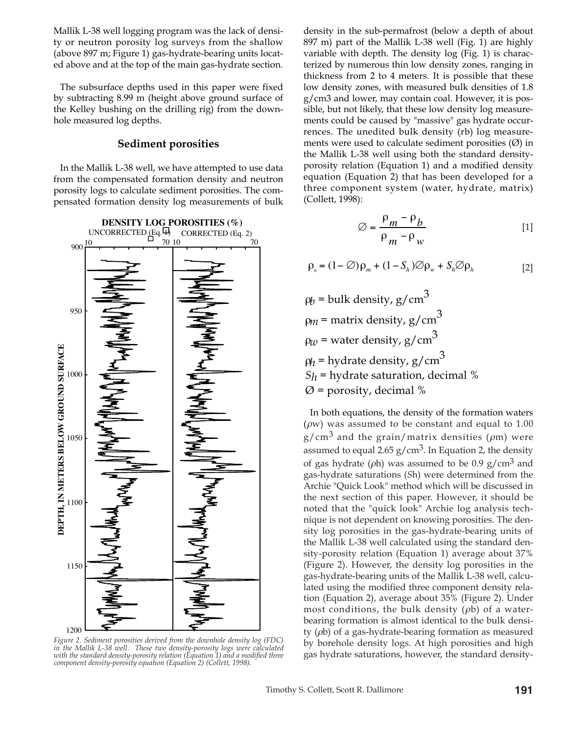Mallik L-38 well logging program was the lack of density or neutron porosity log surveys from the shallow (above 897 m; Figure 1) gas-hydrate-bearing units located above and at the top of the main gas-hydrate section.

The subsurface depths used in this paper were fixed by subtracting 8.99 m (height above ground surface of the Kelley bushing on the drilling rig) from the downhole measured log depths.

## Sediment porosities

In the Mallik L-38 well, we have attempted to use data from the compensated formation density and neutron porosity logs to calculate sediment porosities. The compensated formation density log measurements of bulk density in the sub-permafrost (below a depth of about 897 m) part of the Mallik L-38 well (Fig. 1) are highly variable with depth. The density log (Fig. 1) is characterized by numerous thin low density zones, ranging in thickness from 2 to 4 meters. It is possible that these low density zones, with measured bulk densities of 1.8 g/cm3 and lower, may contain coal. However, it is possible, but not likely, that these low density log measurements could be caused by "massive" gas hydrate occurrences. The unedited bulk density (rb) log measurements were used to calculate sediment porosities (Ø) in the Mallik L-38 well using both the standard density-porosity relation (Equation 1) and a modified density equation (Equation 2) that has been developed for a three component system (water, hydrate, matrix) (Collett, 1998):

$$\varnothing = \frac{\rho_m - \rho_b}{\rho_m - \rho_w} \quad [1]$$

$$\rho_b = (1 - \varnothing)\rho_m + (1 - S_h)\varnothing\rho_w + S_h\varnothing\rho_h \quad [2]$$

$\rho_b$ = bulk density, g/cm$^3$
$\rho_m$ = matrix density, g/cm$^3$
$\rho_w$ = water density, g/cm$^3$
$\rho_h$ = hydrate density, g/cm$^3$
$S_h$ = hydrate saturation, decimal %
Ø = porosity, decimal %

Figure 2. Sediment porosities derived from the downhole density log (FDC) in the Mallik L-38 well. These two density-porosity logs were calculated with the standard density-porosity relation (Equation 1) and a modified three component density-porosity equation (Equation 2) (Collett, 1998).

In both equations, the density of the formation waters ($\rho w$) was assumed to be constant and equal to 1.00 g/cm$^3$ and the grain/matrix densities ($\rho m$) were assumed to equal 2.65 g/cm$^3$. In Equation 2, the density of gas hydrate ($\rho h$) was assumed to be 0.9 g/cm$^3$ and gas-hydrate saturations ($Sh$) were determined from the Archie "Quick Look" method which will be discussed in the next section of this paper. However, it should be noted that the "quick look" Archie log analysis technique is not dependent on knowing porosities. The density log porosities in the gas-hydrate-bearing units of the Mallik L-38 well calculated using the standard density-porosity relation (Equation 1) average about 37% (Figure 2). However, the density log porosities in the gas-hydrate-bearing units of the Mallik L-38 well, calculated using the modified three component density relation (Equation 2), average about 35% (Figure 2). Under most conditions, the bulk density ($\rho b$) of a water-bearing formation is almost identical to the bulk density ($\rho b$) of a gas-hydrate-bearing formation as measured by borehole density logs. At high porosities and high gas hydrate saturations, however, the standard density-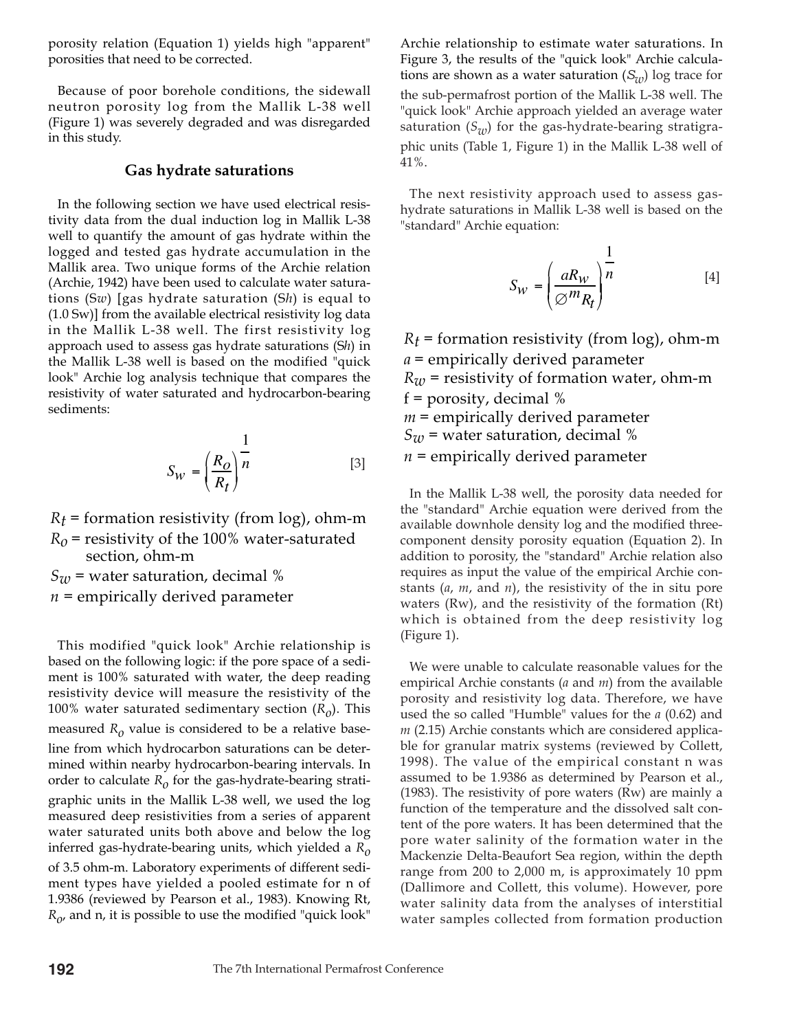porosity relation (Equation 1) yields high "apparent" porosities that need to be corrected.

Because of poor borehole conditions, the sidewall neutron porosity log from the Mallik L-38 well (Figure 1) was severely degraded and was disregarded in this study.

## Gas hydrate saturations

In the following section we have used electrical resistivity data from the dual induction log in Mallik L-38 well to quantify the amount of gas hydrate within the logged and tested gas hydrate accumulation in the Mallik area. Two unique forms of the Archie relation (Archie, 1942) have been used to calculate water saturations (S*w*) [gas hydrate saturation (S*h*) is equal to (1.0 Sw)] from the available electrical resistivity log data in the Mallik L-38 well. The first resistivity log approach used to assess gas hydrate saturations (S*h*) in the Mallik L-38 well is based on the modified "quick look" Archie log analysis technique that compares the resistivity of water saturated and hydrocarbon-bearing sediments:

$$S_w = \left(\frac{R_o}{R_t}\right)^{\frac{1}{n}} \qquad [3]$$

$R_t$ = formation resistivity (from log), ohm-m
$R_o$ = resistivity of the 100% water-saturated section, ohm-m
$S_w$ = water saturation, decimal %
$n$ = empirically derived parameter

This modified "quick look" Archie relationship is based on the following logic: if the pore space of a sediment is 100% saturated with water, the deep reading resistivity device will measure the resistivity of the 100% water saturated sedimentary section ($R_o$). This measured $R_o$ value is considered to be a relative baseline from which hydrocarbon saturations can be determined within nearby hydrocarbon-bearing intervals. In order to calculate $R_o$ for the gas-hydrate-bearing stratigraphic units in the Mallik L-38 well, we used the log measured deep resistivities from a series of apparent water saturated units both above and below the log inferred gas-hydrate-bearing units, which yielded a $R_o$ of 3.5 ohm-m. Laboratory experiments of different sediment types have yielded a pooled estimate for n of 1.9386 (reviewed by Pearson et al., 1983). Knowing Rt, $R_o$, and n, it is possible to use the modified "quick look" Archie relationship to estimate water saturations. In Figure 3, the results of the "quick look" Archie calculations are shown as a water saturation ($S_w$) log trace for the sub-permafrost portion of the Mallik L-38 well. The "quick look" Archie approach yielded an average water saturation ($S_w$) for the gas-hydrate-bearing stratigraphic units (Table 1, Figure 1) in the Mallik L-38 well of 41%.

The next resistivity approach used to assess gas-hydrate saturations in Mallik L-38 well is based on the "standard" Archie equation:

$$S_w = \left(\frac{aR_w}{\varnothing^m R_t}\right)^{\frac{1}{n}} \qquad [4]$$

$R_t$ = formation resistivity (from log), ohm-m
$a$ = empirically derived parameter
$R_w$ = resistivity of formation water, ohm-m
f = porosity, decimal %
$m$ = empirically derived parameter
$S_w$ = water saturation, decimal %
$n$ = empirically derived parameter

In the Mallik L-38 well, the porosity data needed for the "standard" Archie equation were derived from the available downhole density log and the modified three-component density porosity equation (Equation 2). In addition to porosity, the "standard" Archie relation also requires as input the value of the empirical Archie constants (*a*, *m*, and *n*), the resistivity of the in situ pore waters (Rw), and the resistivity of the formation (Rt) which is obtained from the deep resistivity log (Figure 1).

We were unable to calculate reasonable values for the empirical Archie constants (*a* and *m*) from the available porosity and resistivity log data. Therefore, we have used the so called "Humble" values for the *a* (0.62) and *m* (2.15) Archie constants which are considered applicable for granular matrix systems (reviewed by Collett, 1998). The value of the empirical constant n was assumed to be 1.9386 as determined by Pearson et al., (1983). The resistivity of pore waters (Rw) are mainly a function of the temperature and the dissolved salt content of the pore waters. It has been determined that the pore water salinity of the formation water in the Mackenzie Delta-Beaufort Sea region, within the depth range from 200 to 2,000 m, is approximately 10 ppm (Dallimore and Collett, this volume). However, pore water salinity data from the analyses of interstitial water samples collected from formation production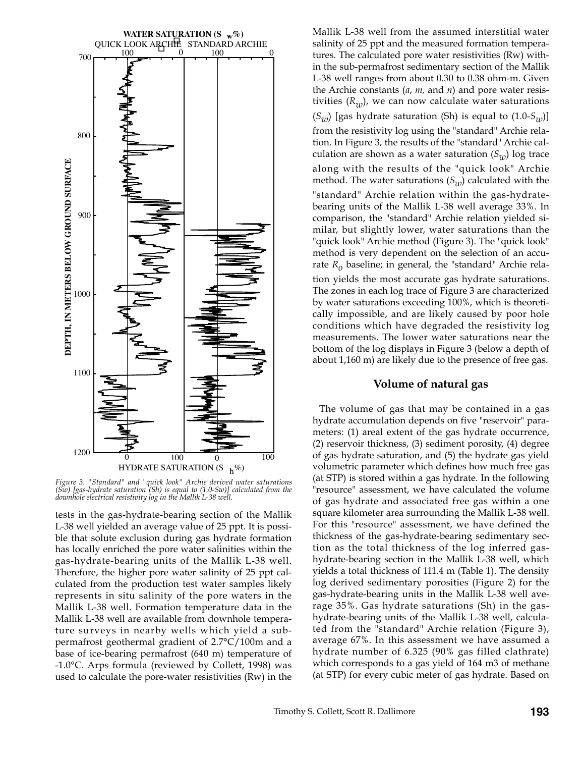Figure 3. "Standard" and "quick look" Archie derived water saturations (Sw) [gas-hydrate saturation (Sh) is equal to (1.0-Sw)] calculated from the downhole electrical resistivity log in the Mallik L-38 well.

tests in the gas-hydrate-bearing section of the Mallik L-38 well yielded an average value of 25 ppt. It is possible that solute exclusion during gas hydrate formation has locally enriched the pore water salinities within the gas-hydrate-bearing units of the Mallik L-38 well. Therefore, the higher pore water salinity of 25 ppt calculated from the production test water samples likely represents in situ salinity of the pore waters in the Mallik L-38 well. Formation temperature data in the Mallik L-38 well are available from downhole temperature surveys in nearby wells which yield a sub-permafrost geothermal gradient of 2.7°C/100m and a base of ice-bearing permafrost (640 m) temperature of -1.0°C. Arps formula (reviewed by Collett, 1998) was used to calculate the pore-water resistivities (Rw) in the Mallik L-38 well from the assumed interstitial water salinity of 25 ppt and the measured formation temperatures. The calculated pore water resistivities (Rw) within the sub-permafrost sedimentary section of the Mallik L-38 well ranges from about 0.30 to 0.38 ohm-m. Given the Archie constants (*a*, *m*, and *n*) and pore water resistivities ($R_w$), we can now calculate water saturations ($S_w$) [gas hydrate saturation (Sh) is equal to (1.0-$S_w$)] from the resistivity log using the "standard" Archie relation. In Figure 3, the results of the "standard" Archie calculation are shown as a water saturation ($S_w$) log trace along with the results of the "quick look" Archie method. The water saturations ($S_w$) calculated with the "standard" Archie relation within the gas-hydrate-bearing units of the Mallik L-38 well average 33%. In comparison, the "standard" Archie relation yielded similar, but slightly lower, water saturations than the "quick look" Archie method (Figure 3). The "quick look" method is very dependent on the selection of an accurate $R_o$ baseline; in general, the "standard" Archie relation yields the most accurate gas hydrate saturations. The zones in each log trace of Figure 3 are characterized by water saturations exceeding 100%, which is theoretically impossible, and are likely caused by poor hole conditions which have degraded the resistivity log measurements. The lower water saturations near the bottom of the log displays in Figure 3 (below a depth of about 1,160 m) are likely due to the presence of free gas.

## Volume of natural gas

The volume of gas that may be contained in a gas hydrate accumulation depends on five "reservoir" parameters: (1) areal extent of the gas hydrate occurrence, (2) reservoir thickness, (3) sediment porosity, (4) degree of gas hydrate saturation, and (5) the hydrate gas yield volumetric parameter which defines how much free gas (at STP) is stored within a gas hydrate. In the following "resource" assessment, we have calculated the volume of gas hydrate and associated free gas within a one square kilometer area surrounding the Mallik L-38 well. For this "resource" assessment, we have defined the thickness of the gas-hydrate-bearing sedimentary section as the total thickness of the log inferred gas-hydrate-bearing section in the Mallik L-38 well, which yields a total thickness of 111.4 m (Table 1). The density log derived sedimentary porosities (Figure 2) for the gas-hydrate-bearing units in the Mallik L-38 well average 35%. Gas hydrate saturations (Sh) in the gas-hydrate-bearing units of the Mallik L-38 well, calculated from the "standard" Archie relation (Figure 3), average 67%. In this assessment we have assumed a hydrate number of 6.325 (90% gas filled clathrate) which corresponds to a gas yield of 164 m3 of methane (at STP) for every cubic meter of gas hydrate. Based on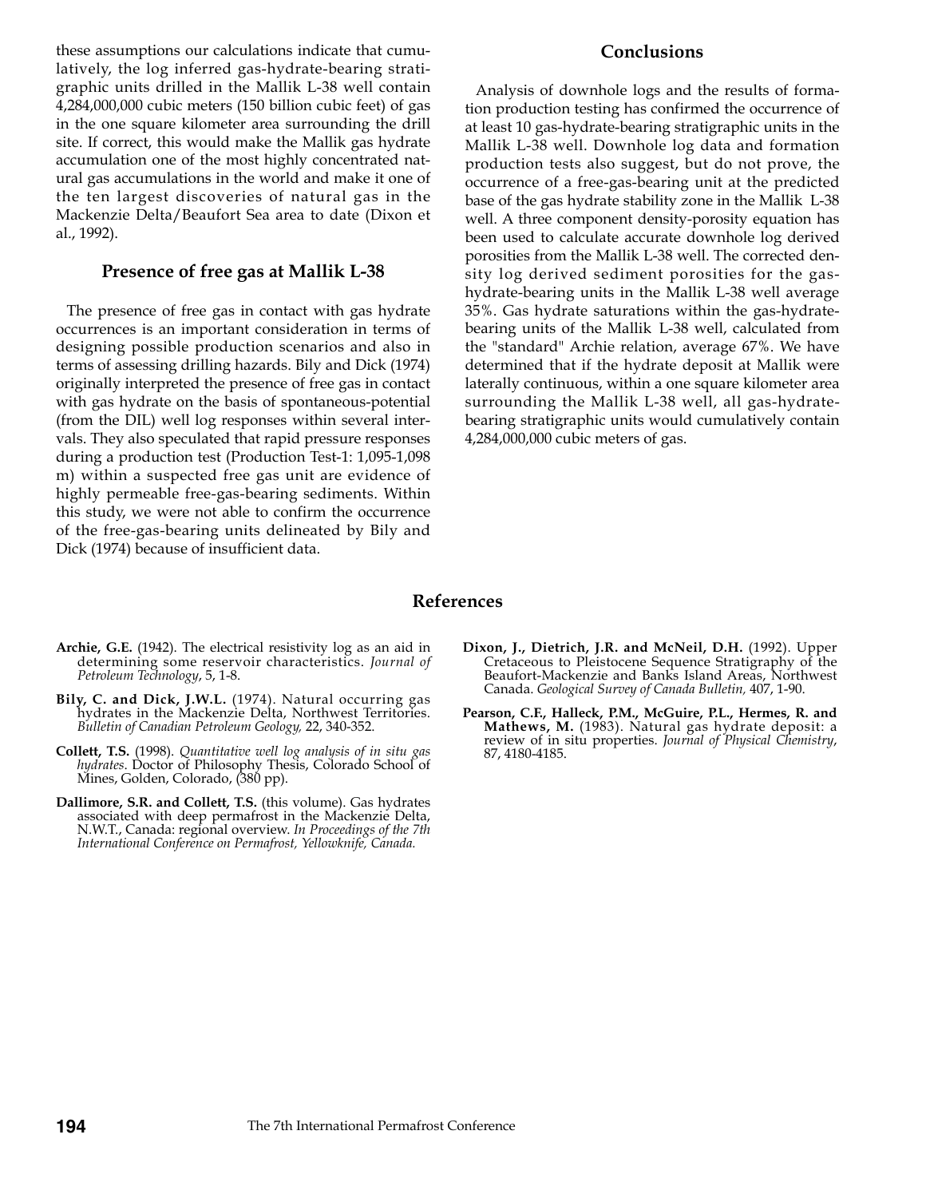these assumptions our calculations indicate that cumulatively, the log inferred gas-hydrate-bearing stratigraphic units drilled in the Mallik L-38 well contain 4,284,000,000 cubic meters (150 billion cubic feet) of gas in the one square kilometer area surrounding the drill site. If correct, this would make the Mallik gas hydrate accumulation one of the most highly concentrated natural gas accumulations in the world and make it one of the ten largest discoveries of natural gas in the Mackenzie Delta/Beaufort Sea area to date (Dixon et al., 1992).

## Presence of free gas at Mallik L-38

The presence of free gas in contact with gas hydrate occurrences is an important consideration in terms of designing possible production scenarios and also in terms of assessing drilling hazards. Bily and Dick (1974) originally interpreted the presence of free gas in contact with gas hydrate on the basis of spontaneous-potential (from the DIL) well log responses within several intervals. They also speculated that rapid pressure responses during a production test (Production Test-1: 1,095-1,098 m) within a suspected free gas unit are evidence of highly permeable free-gas-bearing sediments. Within this study, we were not able to confirm the occurrence of the free-gas-bearing units delineated by Bily and Dick (1974) because of insufficient data.

## Conclusions

Analysis of downhole logs and the results of formation production testing has confirmed the occurrence of at least 10 gas-hydrate-bearing stratigraphic units in the Mallik L-38 well. Downhole log data and formation production tests also suggest, but do not prove, the occurrence of a free-gas-bearing unit at the predicted base of the gas hydrate stability zone in the Mallik L-38 well. A three component density-porosity equation has been used to calculate accurate downhole log derived porosities from the Mallik L-38 well. The corrected density log derived sediment porosities for the gas-hydrate-bearing units in the Mallik L-38 well average 35%. Gas hydrate saturations within the gas-hydrate-bearing units of the Mallik L-38 well, calculated from the "standard" Archie relation, average 67%. We have determined that if the hydrate deposit at Mallik were laterally continuous, within a one square kilometer area surrounding the Mallik L-38 well, all gas-hydrate-bearing stratigraphic units would cumulatively contain 4,284,000,000 cubic meters of gas.

## References

**Archie, G.E.** (1942). The electrical resistivity log as an aid in determining some reservoir characteristics. *Journal of Petroleum Technology*, 5, 1-8.

**Bily, C. and Dick, J.W.L.** (1974). Natural occurring gas hydrates in the Mackenzie Delta, Northwest Territories. *Bulletin of Canadian Petroleum Geology,* 22, 340-352.

**Collett, T.S.** (1998). *Quantitative well log analysis of in situ gas hydrates*. Doctor of Philosophy Thesis, Colorado School of Mines, Golden, Colorado, (380 pp).

**Dallimore, S.R. and Collett, T.S.** (this volume). Gas hydrates associated with deep permafrost in the Mackenzie Delta, N.W.T., Canada: regional overview. *In Proceedings of the 7th International Conference on Permafrost, Yellowknife, Canada.*

**Dixon, J., Dietrich, J.R. and McNeil, D.H.** (1992). Upper Cretaceous to Pleistocene Sequence Stratigraphy of the Beaufort-Mackenzie and Banks Island Areas, Northwest Canada. *Geological Survey of Canada Bulletin,* 407, 1-90.

**Pearson, C.F., Halleck, P.M., McGuire, P.L., Hermes, R. and Mathews, M.** (1983). Natural gas hydrate deposit: a review of in situ properties. *Journal of Physical Chemistry*, 87, 4180-4185.